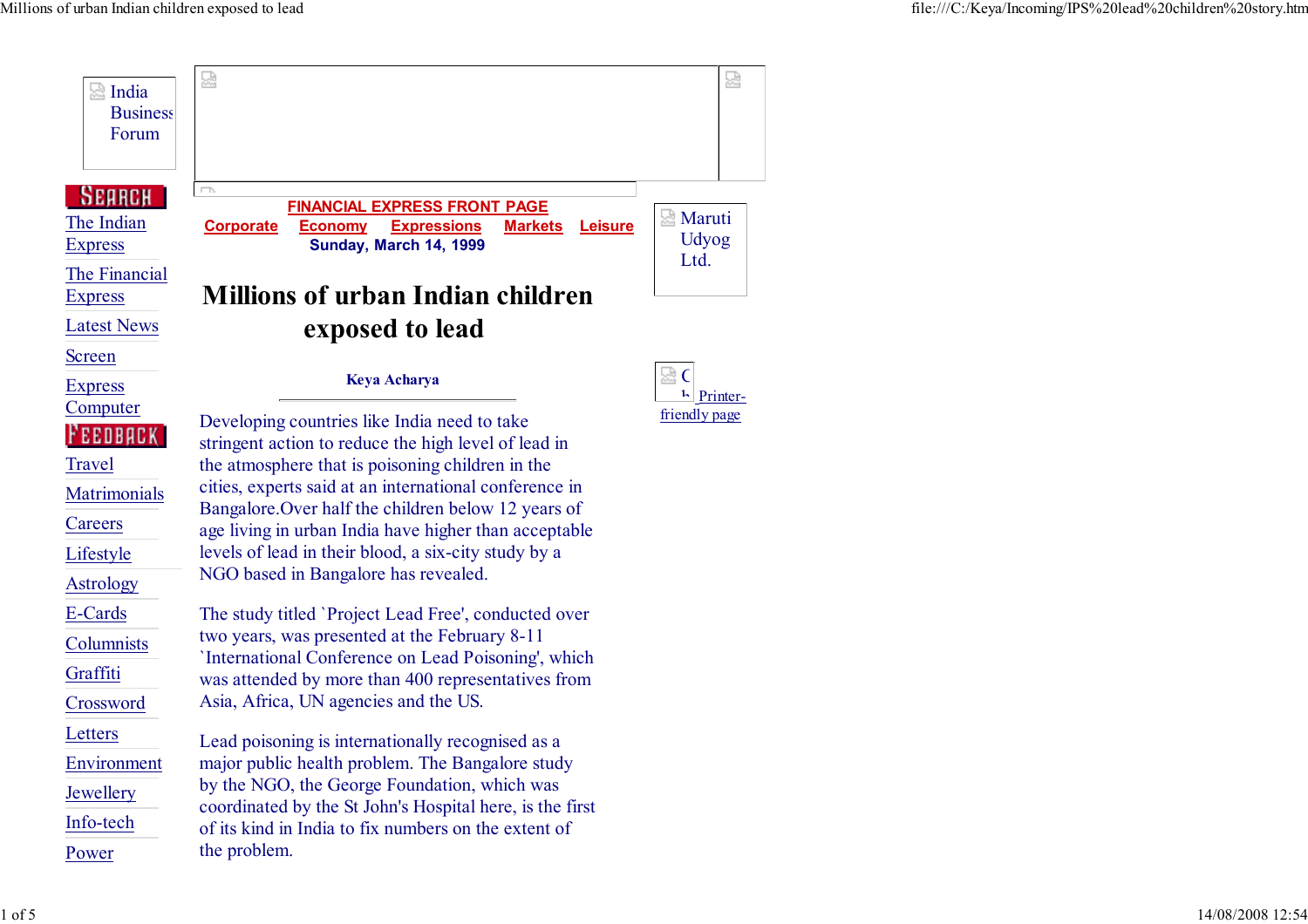India Business Forum

SEARCH

The Indian Express

The Financial Express

Latest News

Screen

Express Computer

FEEDBACK

Travel

Matrimonials

Careers

Lifestyle

Astrology

E-Cards

Columnists

Graffiti

Crossword

Letters

Environment

Jewellery

Info-tech

Power

**FINANCIAL EXPRESS FRONT PAGE**

**Corporate** **Economy** **Expressions** **Markets** **Leisure**

**Sunday, March 14, 1999**

Maruti Udyog Ltd.

Printer-friendly page

# Millions of urban Indian children exposed to lead

**Keya Acharya**

Developing countries like India need to take stringent action to reduce the high level of lead in the atmosphere that is poisoning children in the cities, experts said at an international conference in Bangalore.Over half the children below 12 years of age living in urban India have higher than acceptable levels of lead in their blood, a six-city study by a NGO based in Bangalore has revealed.

The study titled `Project Lead Free', conducted over two years, was presented at the February 8-11 `International Conference on Lead Poisoning', which was attended by more than 400 representatives from Asia, Africa, UN agencies and the US.

Lead poisoning is internationally recognised as a major public health problem. The Bangalore study by the NGO, the George Foundation, which was coordinated by the St John's Hospital here, is the first of its kind in India to fix numbers on the extent of the problem.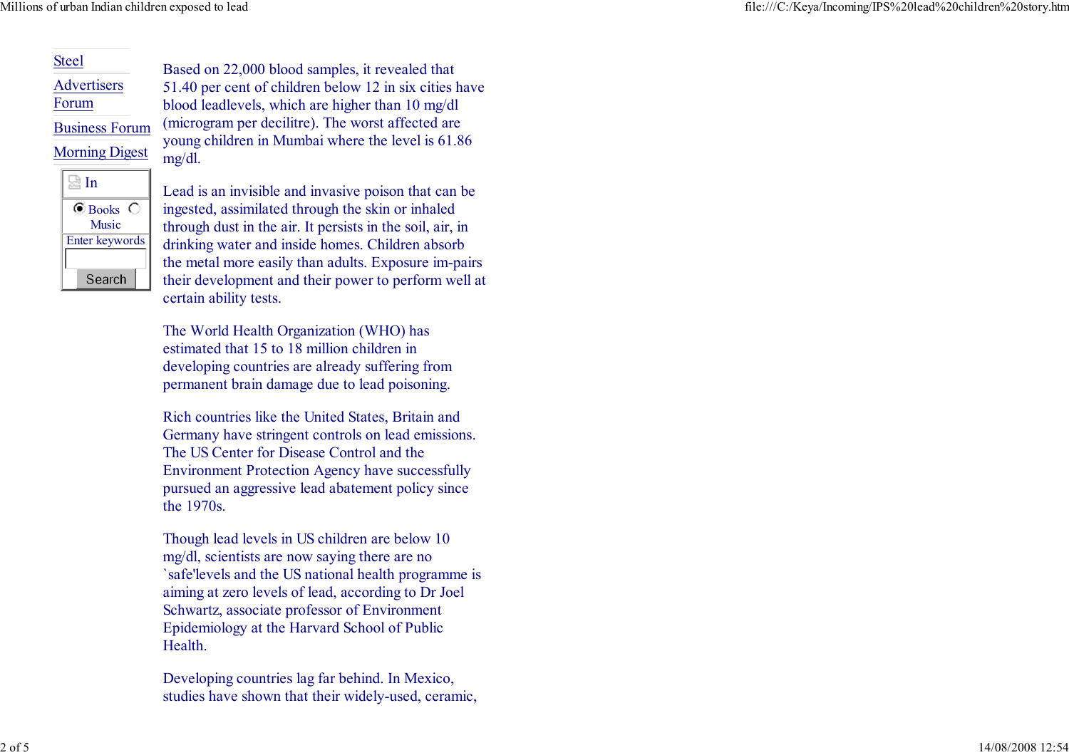Steel

Advertisers Forum

Business Forum

Morning Digest

Based on 22,000 blood samples, it revealed that 51.40 per cent of children below 12 in six cities have blood leadlevels, which are higher than 10 mg/dl (microgram per decilitre). The worst affected are young children in Mumbai where the level is 61.86 mg/dl.

Lead is an invisible and invasive poison that can be ingested, assimilated through the skin or inhaled through dust in the air. It persists in the soil, air, in drinking water and inside homes. Children absorb the metal more easily than adults. Exposure im-pairs their development and their power to perform well at certain ability tests.

The World Health Organization (WHO) has estimated that 15 to 18 million children in developing countries are already suffering from permanent brain damage due to lead poisoning.

Rich countries like the United States, Britain and Germany have stringent controls on lead emissions. The US Center for Disease Control and the Environment Protection Agency have successfully pursued an aggressive lead abatement policy since the 1970s.

Though lead levels in US children are below 10 mg/dl, scientists are now saying there are no `safe'levels and the US national health programme is aiming at zero levels of lead, according to Dr Joel Schwartz, associate professor of Environment Epidemiology at the Harvard School of Public Health.

Developing countries lag far behind. In Mexico, studies have shown that their widely-used, ceramic,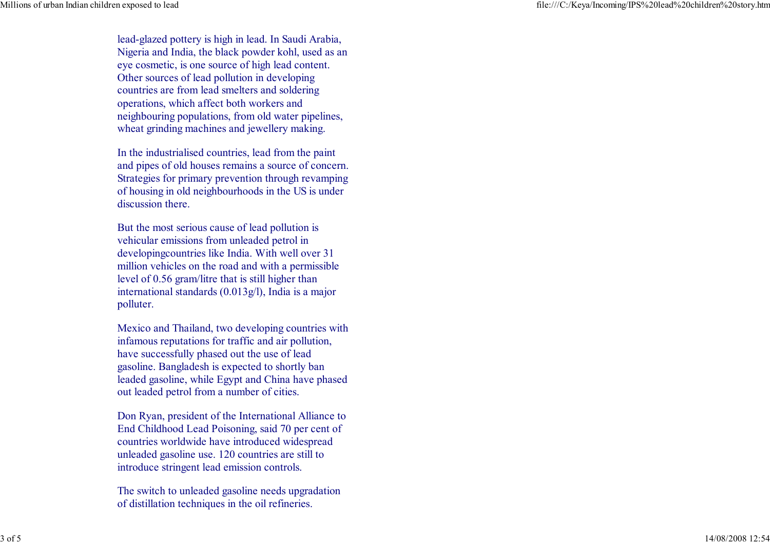lead-glazed pottery is high in lead. In Saudi Arabia, Nigeria and India, the black powder kohl, used as an eye cosmetic, is one source of high lead content. Other sources of lead pollution in developing countries are from lead smelters and soldering operations, which affect both workers and neighbouring populations, from old water pipelines, wheat grinding machines and jewellery making.

In the industrialised countries, lead from the paint and pipes of old houses remains a source of concern. Strategies for primary prevention through revamping of housing in old neighbourhoods in the US is under discussion there.

But the most serious cause of lead pollution is vehicular emissions from unleaded petrol in developingcountries like India. With well over 31 million vehicles on the road and with a permissible level of 0.56 gram/litre that is still higher than international standards (0.013g/l), India is a major polluter.

Mexico and Thailand, two developing countries with infamous reputations for traffic and air pollution, have successfully phased out the use of lead gasoline. Bangladesh is expected to shortly ban leaded gasoline, while Egypt and China have phased out leaded petrol from a number of cities.

Don Ryan, president of the International Alliance to End Childhood Lead Poisoning, said 70 per cent of countries worldwide have introduced widespread unleaded gasoline use. 120 countries are still to introduce stringent lead emission controls.

The switch to unleaded gasoline needs upgradation of distillation techniques in the oil refineries.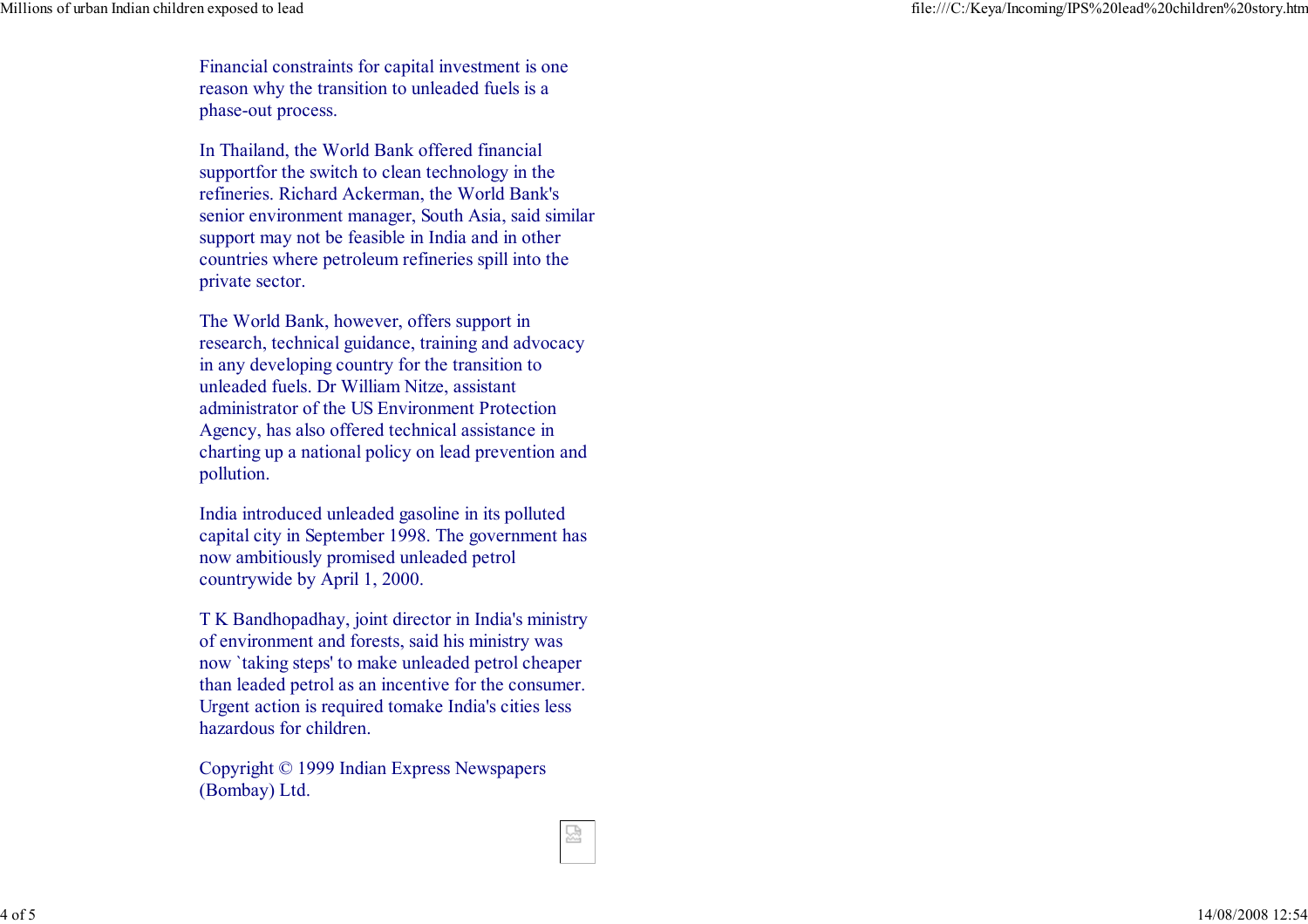Financial constraints for capital investment is one reason why the transition to unleaded fuels is a phase-out process.

In Thailand, the World Bank offered financial supportfor the switch to clean technology in the refineries. Richard Ackerman, the World Bank's senior environment manager, South Asia, said similar support may not be feasible in India and in other countries where petroleum refineries spill into the private sector.

The World Bank, however, offers support in research, technical guidance, training and advocacy in any developing country for the transition to unleaded fuels. Dr William Nitze, assistant administrator of the US Environment Protection Agency, has also offered technical assistance in charting up a national policy on lead prevention and pollution.

India introduced unleaded gasoline in its polluted capital city in September 1998. The government has now ambitiously promised unleaded petrol countrywide by April 1, 2000.

T K Bandhopadhay, joint director in India's ministry of environment and forests, said his ministry was now `taking steps' to make unleaded petrol cheaper than leaded petrol as an incentive for the consumer. Urgent action is required tomake India's cities less hazardous for children.

Copyright © 1999 Indian Express Newspapers (Bombay) Ltd.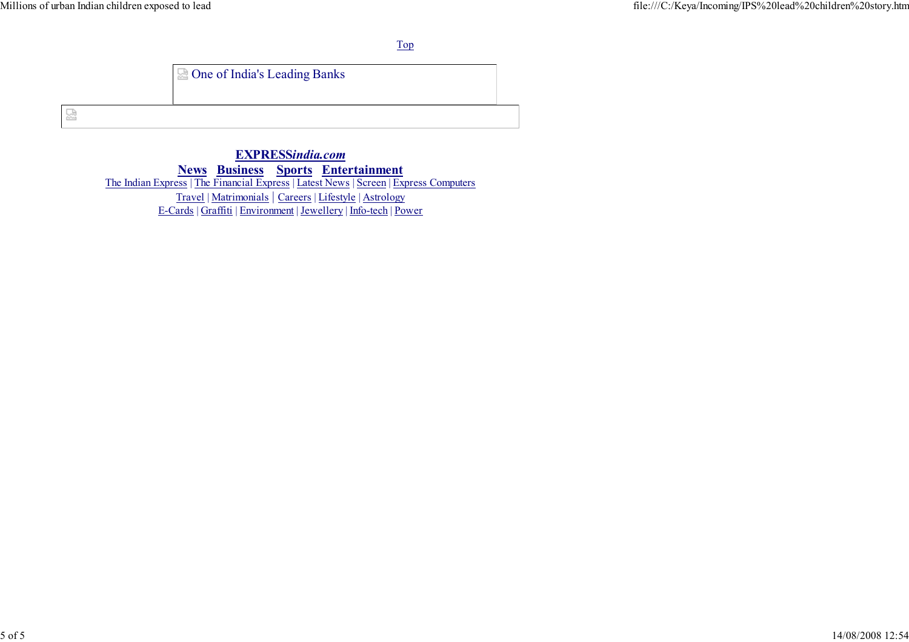Top

One of India's Leading Banks

**EXPRESS*india.com***

**News Business Sports Entertainment**

The Indian Express | The Financial Express | Latest News | Screen | Express Computers

Travel | Matrimonials | Careers | Lifestyle | Astrology

E-Cards | Graffiti | Environment | Jewellery | Info-tech | Power